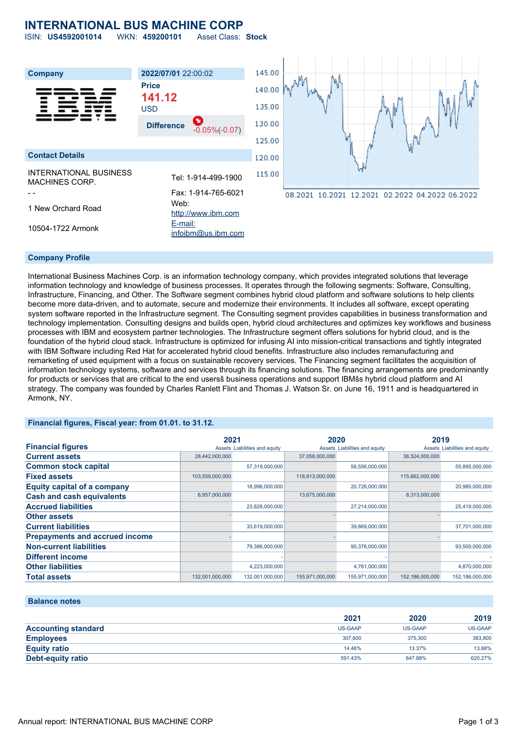# INTERNATIONAL BUS MACHINE CORP

ISIN: **US4592001014** WKN: **459200101** Asset Class: **Stock**

**Company**

**2022/07/01** 22:00:02

**Price**

**141.12**

USD

**Difference** -0.05%(-0.07)

**Contact Details**

INTERNATIONAL BUSINESS MACHINES CORP.

- -

1 New Orchard Road

10504-1722 Armonk

Tel: 1-914-499-1900

Fax: 1-914-765-6021

Web: http://www.ibm.com

E-mail: infoibm@us.ibm.com

## Company Profile

International Business Machines Corp. is an information technology company, which provides integrated solutions that leverage information technology and knowledge of business processes. It operates through the following segments: Software, Consulting, Infrastructure, Financing, and Other. The Software segment combines hybrid cloud platform and software solutions to help clients become more data-driven, and to automate, secure and modernize their environments. It includes all software, except operating system software reported in the Infrastructure segment. The Consulting segment provides capabilities in business transformation and technology implementation. Consulting designs and builds open, hybrid cloud architectures and optimizes key workflows and business processes with IBM and ecosystem partner technologies. The Infrastructure segment offers solutions for hybrid cloud, and is the foundation of the hybrid cloud stack. Infrastructure is optimized for infusing AI into mission-critical transactions and tightly integrated with IBM Software including Red Hat for accelerated hybrid cloud benefits. Infrastructure also includes remanufacturing and remarketing of used equipment with a focus on sustainable recovery services. The Financing segment facilitates the acquisition of information technology systems, software and services through its financing solutions. The financing arrangements are predominantly for products or services that are critical to the end usersš business operations and support IBMšs hybrid cloud platform and AI strategy. The company was founded by Charles Ranlett Flint and Thomas J. Watson Sr. on June 16, 1911 and is headquartered in Armonk, NY.

## Financial figures, Fiscal year: from 01.01. to 31.12.

| Financial figures | 2021 | | 2020 | | 2019 | |
|---|---|---|---|---|---|---|
| | Assets | Liabilities and equity | Assets | Liabilities and equity | Assets | Liabilities and equity |
| **Current assets** | 28,442,000,000 | | 37,058,000,000 | | 36,524,000,000 | |
| **Common stock capital** | | 57,319,000,000 | | 56,556,000,000 | | 55,895,000,000 |
| **Fixed assets** | 103,559,000,000 | | 118,913,000,000 | | 115,662,000,000 | |
| **Equity capital of a company** | | 18,996,000,000 | | 20,726,000,000 | | 20,985,000,000 |
| **Cash and cash equivalents** | 6,957,000,000 | | 13,675,000,000 | | 8,313,000,000 | |
| **Accrued liabilities** | | 23,828,000,000 | | 27,214,000,000 | | 25,419,000,000 |
| **Other assets** | - | | - | | - | |
| **Current liabilities** | | 33,619,000,000 | | 39,869,000,000 | | 37,701,000,000 |
| **Prepayments and accrued income** | - | | - | | - | |
| **Non-current liabilities** | | 79,386,000,000 | | 95,376,000,000 | | 93,500,000,000 |
| **Different income** | | - | | - | | - |
| **Other liabilities** | | 4,223,000,000 | | 4,761,000,000 | | 4,870,000,000 |
| **Total assets** | 132,001,000,000 | 132,001,000,000 | 155,971,000,000 | 155,971,000,000 | 152,186,000,000 | 152,186,000,000 |

## Balance notes

| | 2021 | 2020 | 2019 |
|---|---|---|---|
| **Accounting standard** | US-GAAP | US-GAAP | US-GAAP |
| **Employees** | 307,600 | 375,300 | 383,800 |
| **Equity ratio** | 14.46% | 13.37% | 13.88% |
| **Debt-equity ratio** | 591.43% | 647.88% | 620.27% |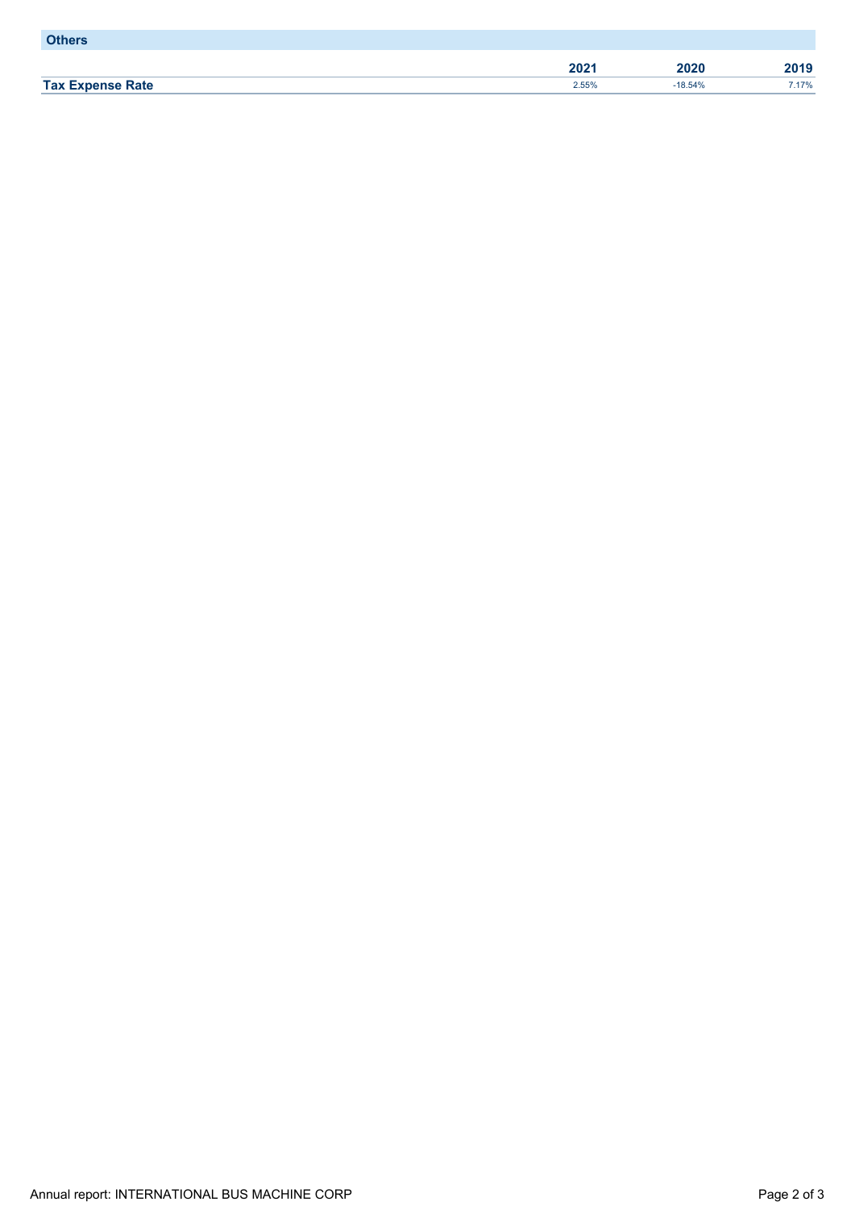## Others

| | 2021 | 2020 | 2019 |
|---|---|---|---|
| **Tax Expense Rate** | 2.55% | -18.54% | 7.17% |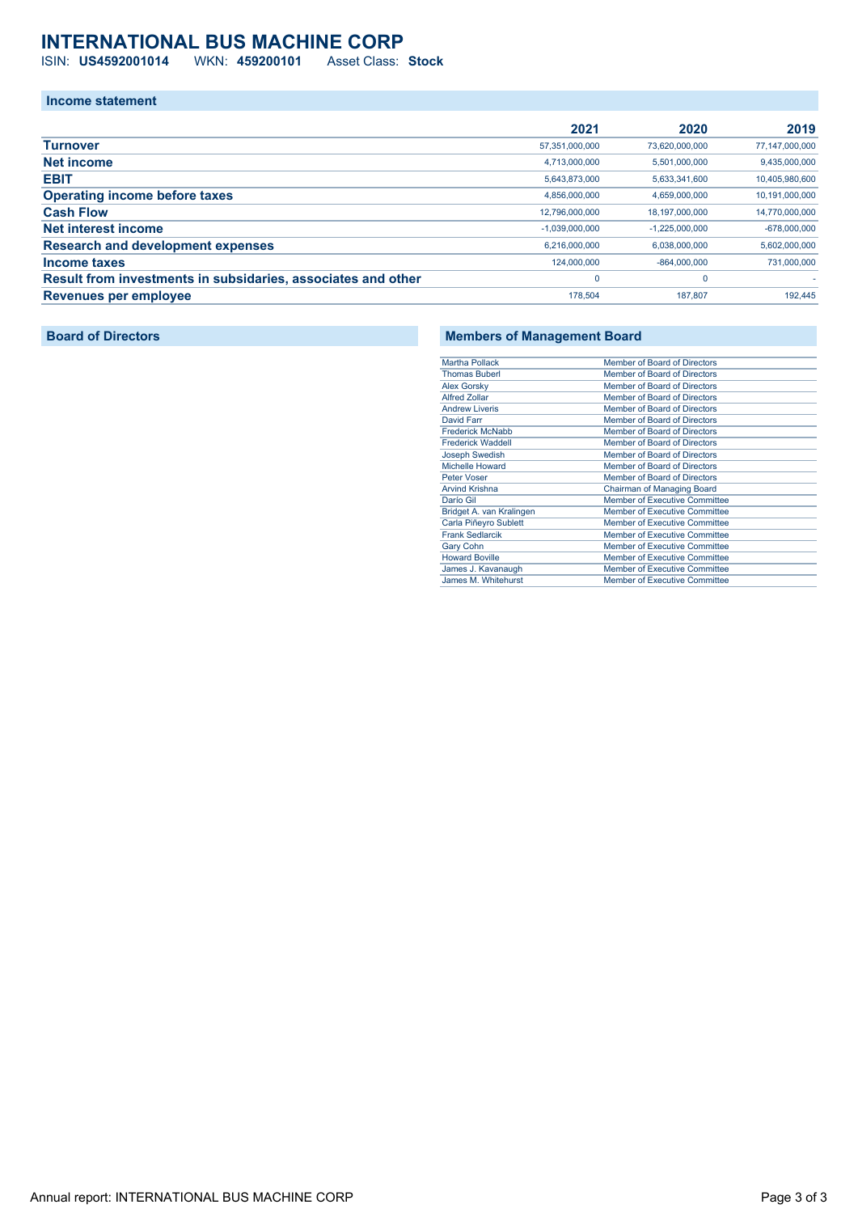# INTERNATIONAL BUS MACHINE CORP

ISIN: **US4592001014** WKN: **459200101** Asset Class: **Stock**

## Income statement

| | 2021 | 2020 | 2019 |
|---|---|---|---|
| **Turnover** | 57,351,000,000 | 73,620,000,000 | 77,147,000,000 |
| **Net income** | 4,713,000,000 | 5,501,000,000 | 9,435,000,000 |
| **EBIT** | 5,643,873,000 | 5,633,341,600 | 10,405,980,600 |
| **Operating income before taxes** | 4,856,000,000 | 4,659,000,000 | 10,191,000,000 |
| **Cash Flow** | 12,796,000,000 | 18,197,000,000 | 14,770,000,000 |
| **Net interest income** | -1,039,000,000 | -1,225,000,000 | -678,000,000 |
| **Research and development expenses** | 6,216,000,000 | 6,038,000,000 | 5,602,000,000 |
| **Income taxes** | 124,000,000 | -864,000,000 | 731,000,000 |
| **Result from investments in subsidaries, associates and other** | 0 | 0 | - |
| **Revenues per employee** | 178,504 | 187,807 | 192,445 |

## Board of Directors

## Members of Management Board

| | |
|---|---|
| Martha Pollack | Member of Board of Directors |
| Thomas Buberl | Member of Board of Directors |
| Alex Gorsky | Member of Board of Directors |
| Alfred Zollar | Member of Board of Directors |
| Andrew Liveris | Member of Board of Directors |
| David Farr | Member of Board of Directors |
| Frederick McNabb | Member of Board of Directors |
| Frederick Waddell | Member of Board of Directors |
| Joseph Swedish | Member of Board of Directors |
| Michelle Howard | Member of Board of Directors |
| Peter Voser | Member of Board of Directors |
| Arvind Krishna | Chairman of Managing Board |
| Darío Gil | Member of Executive Committee |
| Bridget A. van Kralingen | Member of Executive Committee |
| Carla Piñeyro Sublett | Member of Executive Committee |
| Frank Sedlarcik | Member of Executive Committee |
| Gary Cohn | Member of Executive Committee |
| Howard Boville | Member of Executive Committee |
| James J. Kavanaugh | Member of Executive Committee |
| James M. Whitehurst | Member of Executive Committee |